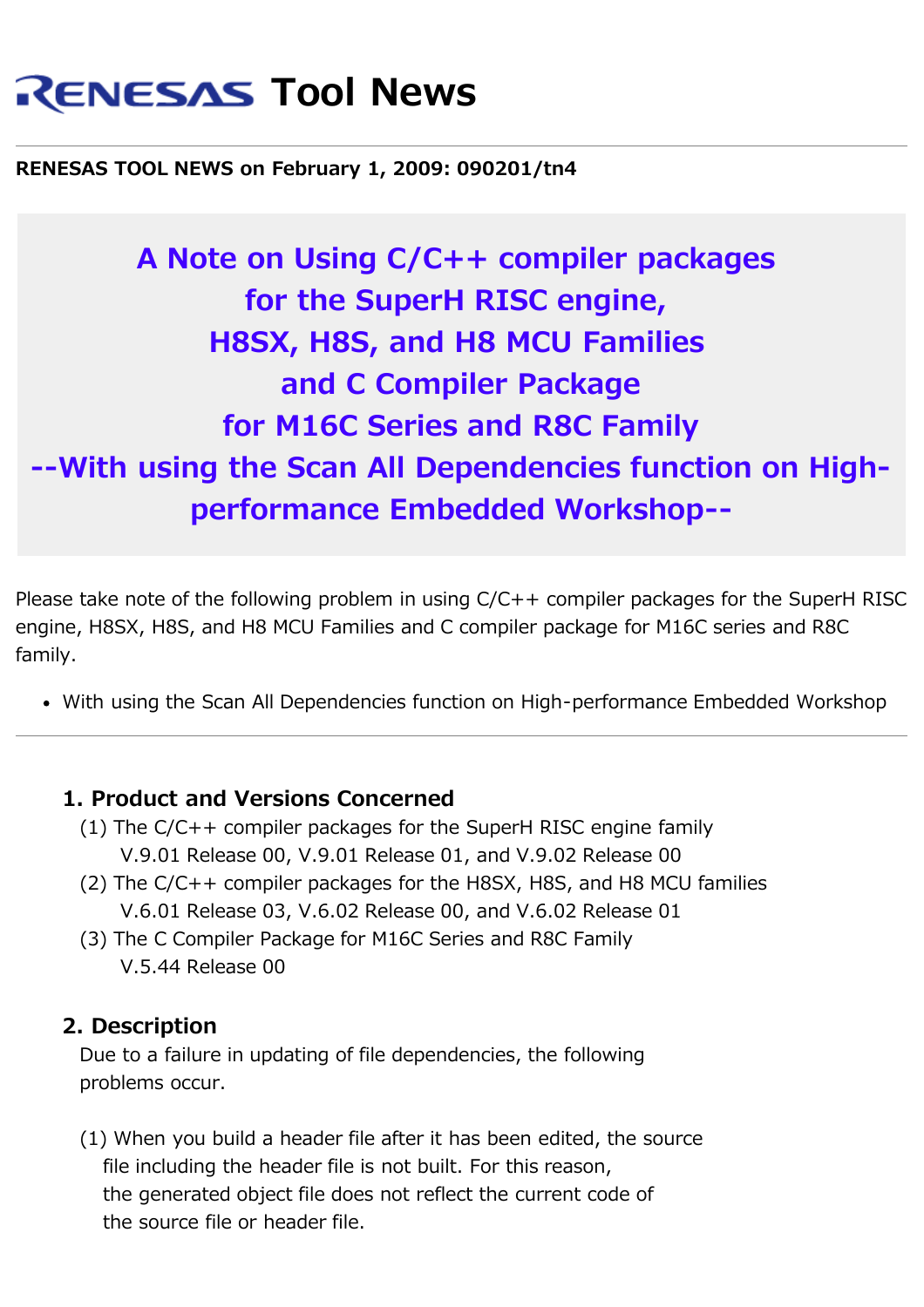# RENESAS Tool News

**RENESAS TOOL NEWS on February 1, 2009: 090201/tn4**

## A Note on Using C/C++ compiler packages for the SuperH RISC engine, H8SX, H8S, and H8 MCU Families and C Compiler Package for M16C Series and R8C Family --With using the Scan All Dependencies function on High-performance Embedded Workshop--

Please take note of the following problem in using C/C++ compiler packages for the SuperH RISC engine, H8SX, H8S, and H8 MCU Families and C compiler package for M16C series and R8C family.

- With using the Scan All Dependencies function on High-performance Embedded Workshop

---

### 1. Product and Versions Concerned

(1) The C/C++ compiler packages for the SuperH RISC engine family
V.9.01 Release 00, V.9.01 Release 01, and V.9.02 Release 00

(2) The C/C++ compiler packages for the H8SX, H8S, and H8 MCU families
V.6.01 Release 03, V.6.02 Release 00, and V.6.02 Release 01

(3) The C Compiler Package for M16C Series and R8C Family
V.5.44 Release 00

### 2. Description

Due to a failure in updating of file dependencies, the following problems occur.

(1) When you build a header file after it has been edited, the source file including the header file is not built. For this reason, the generated object file does not reflect the current code of the source file or header file.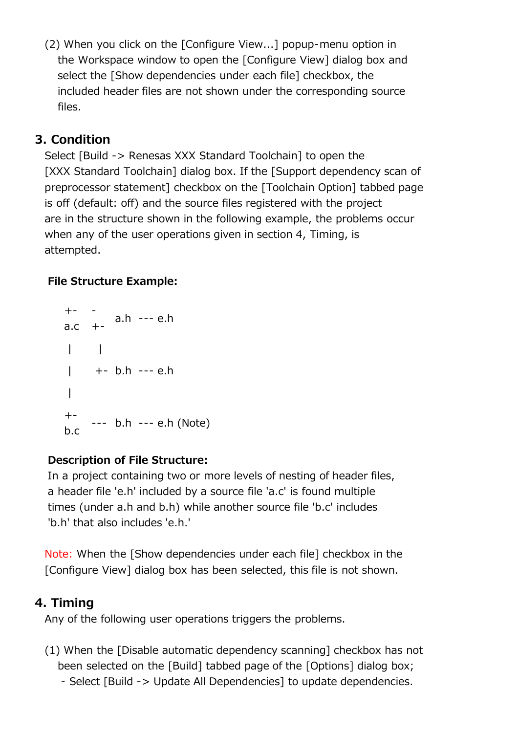(2) When you click on the [Configure View...] popup-menu option in the Workspace window to open the [Configure View] dialog box and select the [Show dependencies under each file] checkbox, the included header files are not shown under the corresponding source files.

## 3. Condition

Select [Build -> Renesas XXX Standard Toolchain] to open the [XXX Standard Toolchain] dialog box. If the [Support dependency scan of preprocessor statement] checkbox on the [Toolchain Option] tabbed page is off (default: off) and the source files registered with the project are in the structure shown in the following example, the problems occur when any of the user operations given in section 4, Timing, is attempted.

**File Structure Example:**

```
+-a.c  -+- a.h --- e.h
 |      |
 |      +- b.h --- e.h
 |
+-b.c  --- b.h --- e.h (Note)
```

**Description of File Structure:**

In a project containing two or more levels of nesting of header files, a header file 'e.h' included by a source file 'a.c' is found multiple times (under a.h and b.h) while another source file 'b.c' includes 'b.h' that also includes 'e.h.'

Note: When the [Show dependencies under each file] checkbox in the [Configure View] dialog box has been selected, this file is not shown.

## 4. Timing

Any of the following user operations triggers the problems.

(1) When the [Disable automatic dependency scanning] checkbox has not been selected on the [Build] tabbed page of the [Options] dialog box;

- Select [Build -> Update All Dependencies] to update dependencies.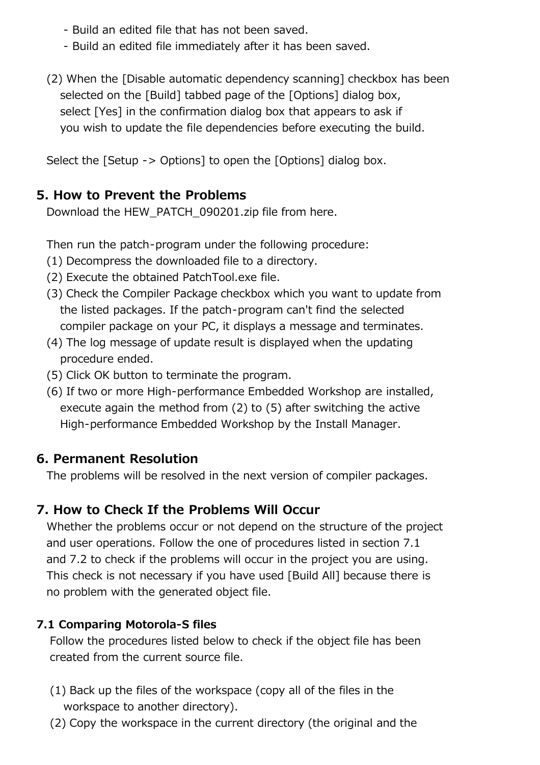- Build an edited file that has not been saved.
- Build an edited file immediately after it has been saved.

(2) When the [Disable automatic dependency scanning] checkbox has been selected on the [Build] tabbed page of the [Options] dialog box, select [Yes] in the confirmation dialog box that appears to ask if you wish to update the file dependencies before executing the build.

Select the [Setup -> Options] to open the [Options] dialog box.

## 5. How to Prevent the Problems

Download the HEW_PATCH_090201.zip file from here.

Then run the patch-program under the following procedure:

(1) Decompress the downloaded file to a directory.
(2) Execute the obtained PatchTool.exe file.
(3) Check the Compiler Package checkbox which you want to update from the listed packages. If the patch-program can't find the selected compiler package on your PC, it displays a message and terminates.
(4) The log message of update result is displayed when the updating procedure ended.
(5) Click OK button to terminate the program.
(6) If two or more High-performance Embedded Workshop are installed, execute again the method from (2) to (5) after switching the active High-performance Embedded Workshop by the Install Manager.

## 6. Permanent Resolution

The problems will be resolved in the next version of compiler packages.

## 7. How to Check If the Problems Will Occur

Whether the problems occur or not depend on the structure of the project and user operations. Follow the one of procedures listed in section 7.1 and 7.2 to check if the problems will occur in the project you are using. This check is not necessary if you have used [Build All] because there is no problem with the generated object file.

### 7.1 Comparing Motorola-S files

Follow the procedures listed below to check if the object file has been created from the current source file.

(1) Back up the files of the workspace (copy all of the files in the workspace to another directory).
(2) Copy the workspace in the current directory (the original and the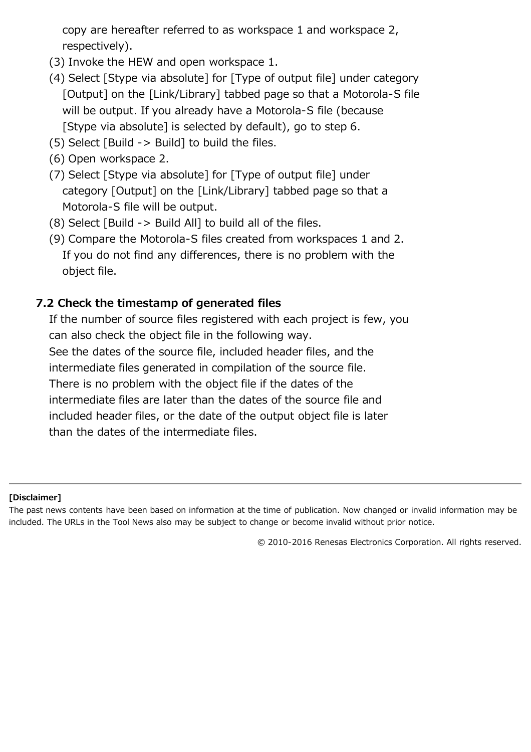copy are hereafter referred to as workspace 1 and workspace 2, respectively).

(3) Invoke the HEW and open workspace 1.

(4) Select [Stype via absolute] for [Type of output file] under category [Output] on the [Link/Library] tabbed page so that a Motorola-S file will be output. If you already have a Motorola-S file (because [Stype via absolute] is selected by default), go to step 6.

(5) Select [Build -> Build] to build the files.

(6) Open workspace 2.

(7) Select [Stype via absolute] for [Type of output file] under category [Output] on the [Link/Library] tabbed page so that a Motorola-S file will be output.

(8) Select [Build -> Build All] to build all of the files.

(9) Compare the Motorola-S files created from workspaces 1 and 2. If you do not find any differences, there is no problem with the object file.

### 7.2 Check the timestamp of generated files

If the number of source files registered with each project is few, you can also check the object file in the following way.
See the dates of the source file, included header files, and the intermediate files generated in compilation of the source file.
There is no problem with the object file if the dates of the intermediate files are later than the dates of the source file and included header files, or the date of the output object file is later than the dates of the intermediate files.

---

**[Disclaimer]**
The past news contents have been based on information at the time of publication. Now changed or invalid information may be included. The URLs in the Tool News also may be subject to change or become invalid without prior notice.

© 2010-2016 Renesas Electronics Corporation. All rights reserved.